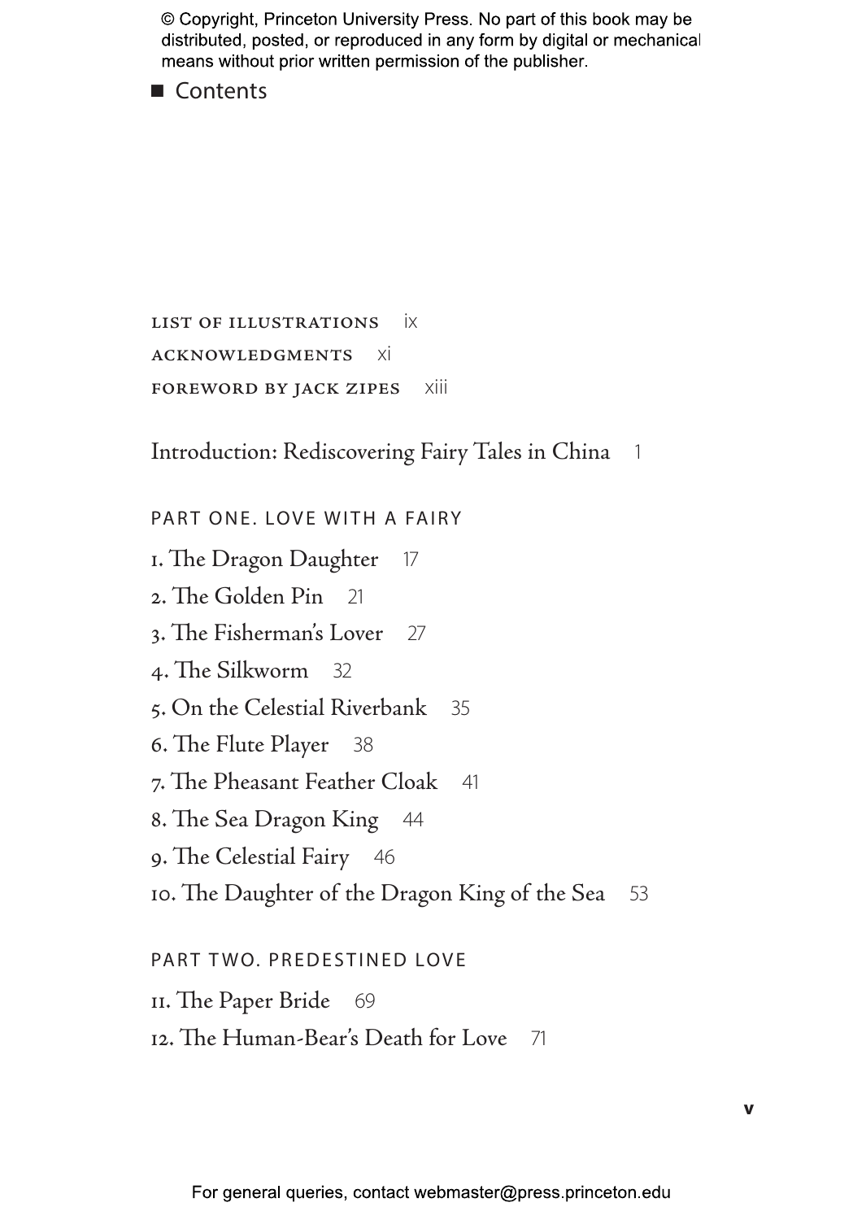# Contents

LIST OF ILLUSTRATIONS ix

ACKNOWLEDGMENTS xi

FOREWORD BY JACK ZIPES xiii

Introduction: Rediscovering Fairy Tales in China 1

## PART ONE. LOVE WITH A FAIRY

1. The Dragon Daughter 17
2. The Golden Pin 21
3. The Fisherman's Lover 27
4. The Silkworm 32
5. On the Celestial Riverbank 35
6. The Flute Player 38
7. The Pheasant Feather Cloak 41
8. The Sea Dragon King 44
9. The Celestial Fairy 46
10. The Daughter of the Dragon King of the Sea 53

## PART TWO. PREDESTINED LOVE

11. The Paper Bride 69
12. The Human-Bear's Death for Love 71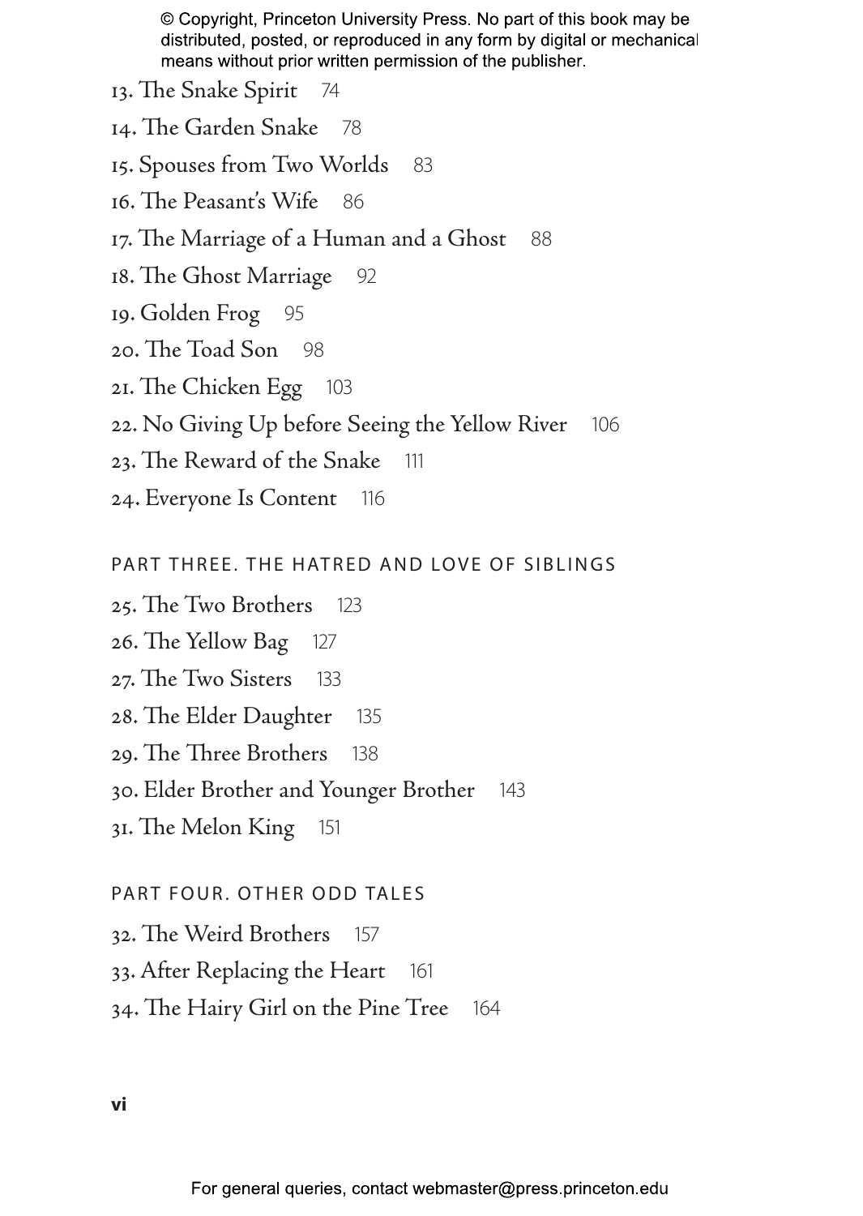© Copyright, Princeton University Press. No part of this book may be distributed, posted, or reproduced in any form by digital or mechanical means without prior written permission of the publisher.

13. The Snake Spirit 74
14. The Garden Snake 78
15. Spouses from Two Worlds 83
16. The Peasant's Wife 86
17. The Marriage of a Human and a Ghost 88
18. The Ghost Marriage 92
19. Golden Frog 95
20. The Toad Son 98
21. The Chicken Egg 103
22. No Giving Up before Seeing the Yellow River 106
23. The Reward of the Snake 111
24. Everyone Is Content 116

## PART THREE. THE HATRED AND LOVE OF SIBLINGS

25. The Two Brothers 123
26. The Yellow Bag 127
27. The Two Sisters 133
28. The Elder Daughter 135
29. The Three Brothers 138
30. Elder Brother and Younger Brother 143
31. The Melon King 151

## PART FOUR. OTHER ODD TALES

32. The Weird Brothers 157
33. After Replacing the Heart 161
34. The Hairy Girl on the Pine Tree 164

For general queries, contact webmaster@press.princeton.edu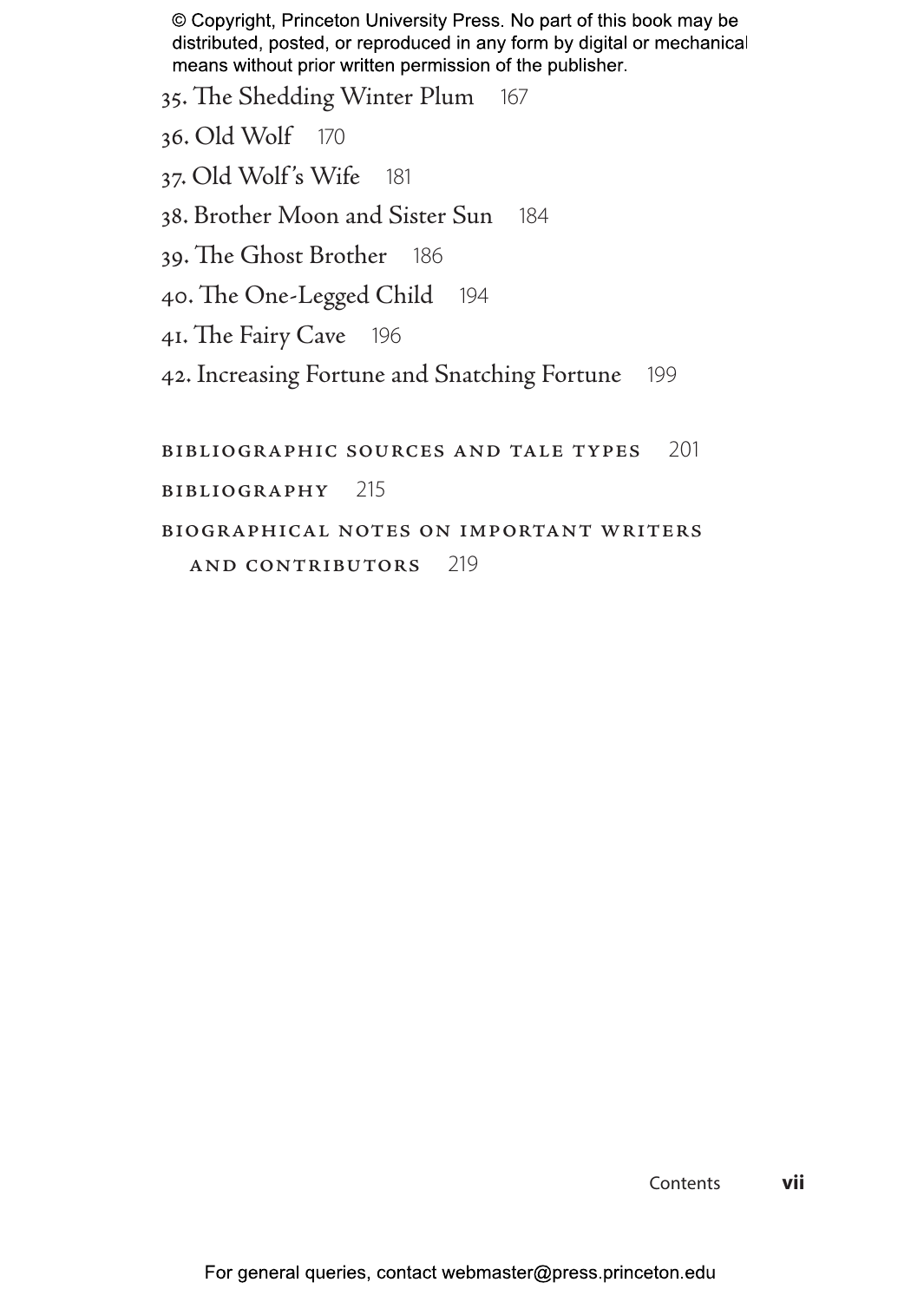35. The Shedding Winter Plum 167

36. Old Wolf 170

37. Old Wolf's Wife 181

38. Brother Moon and Sister Sun 184

39. The Ghost Brother 186

40. The One-Legged Child 194

41. The Fairy Cave 196

42. Increasing Fortune and Snatching Fortune 199

BIBLIOGRAPHIC SOURCES AND TALE TYPES 201

BIBLIOGRAPHY 215

BIOGRAPHICAL NOTES ON IMPORTANT WRITERS AND CONTRIBUTORS 219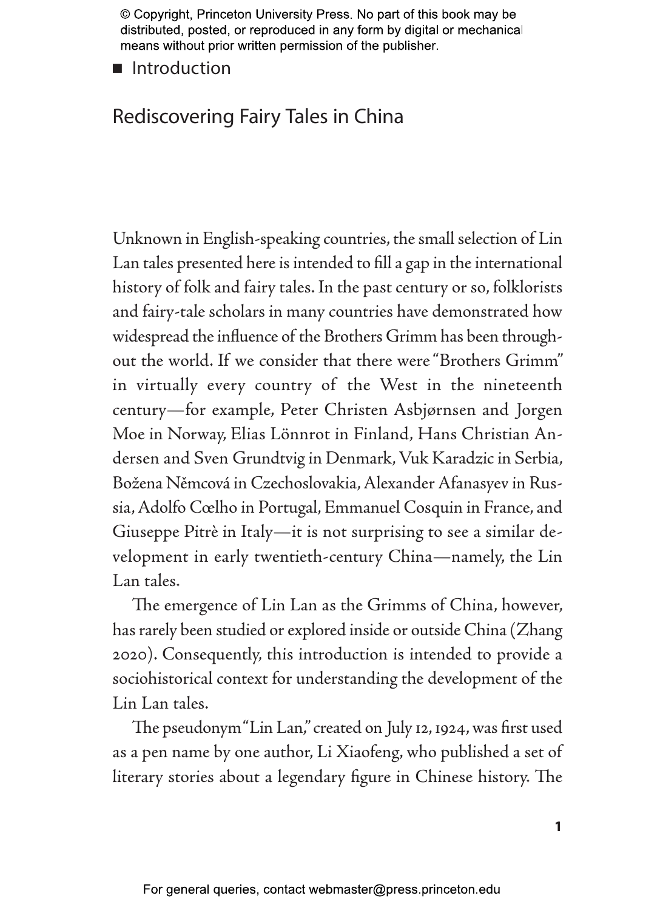# Introduction

## Rediscovering Fairy Tales in China

Unknown in English-speaking countries, the small selection of Lin Lan tales presented here is intended to fill a gap in the international history of folk and fairy tales. In the past century or so, folklorists and fairy-tale scholars in many countries have demonstrated how widespread the influence of the Brothers Grimm has been throughout the world. If we consider that there were "Brothers Grimm" in virtually every country of the West in the nineteenth century—for example, Peter Christen Asbjørnsen and Jorgen Moe in Norway, Elias Lönnrot in Finland, Hans Christian Andersen and Sven Grundtvig in Denmark, Vuk Karadzic in Serbia, Božena Němcová in Czechoslovakia, Alexander Afanasyev in Russia, Adolfo Cœlho in Portugal, Emmanuel Cosquin in France, and Giuseppe Pitrè in Italy—it is not surprising to see a similar development in early twentieth-century China—namely, the Lin Lan tales.

The emergence of Lin Lan as the Grimms of China, however, has rarely been studied or explored inside or outside China (Zhang 2020). Consequently, this introduction is intended to provide a sociohistorical context for understanding the development of the Lin Lan tales.

The pseudonym "Lin Lan," created on July 12, 1924, was first used as a pen name by one author, Li Xiaofeng, who published a set of literary stories about a legendary figure in Chinese history. The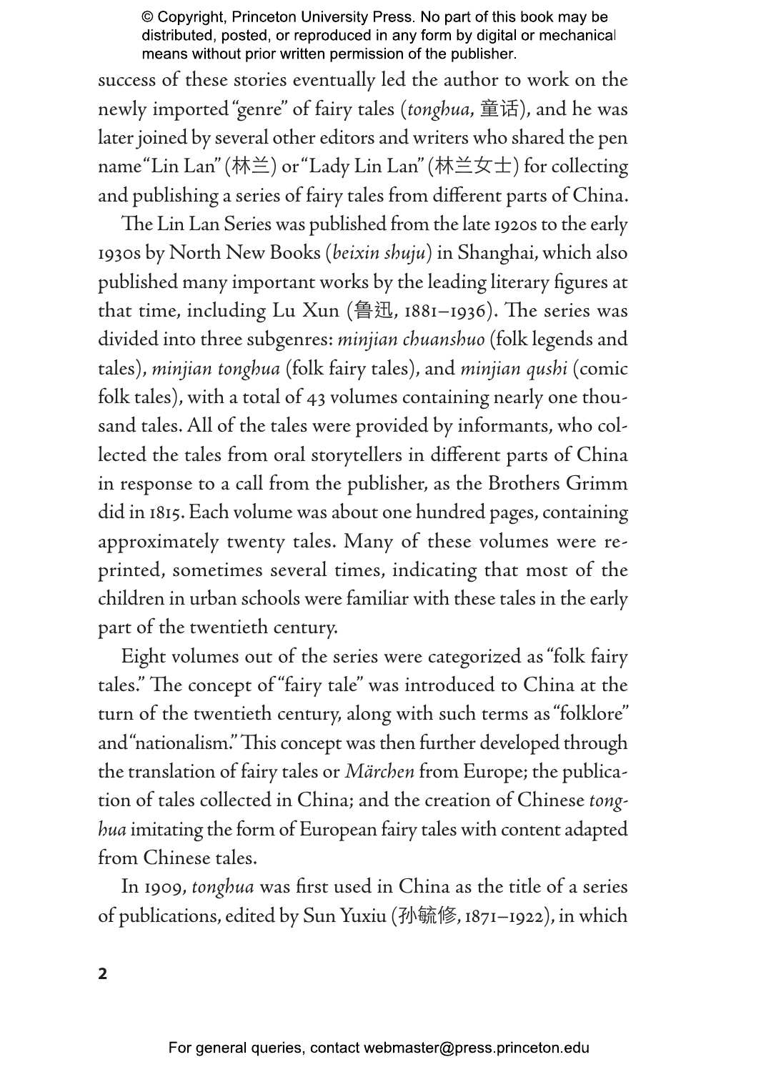success of these stories eventually led the author to work on the newly imported "genre" of fairy tales (*tonghua*, 童话), and he was later joined by several other editors and writers who shared the pen name "Lin Lan" (林兰) or "Lady Lin Lan" (林兰女士) for collecting and publishing a series of fairy tales from different parts of China.

The Lin Lan Series was published from the late 1920s to the early 1930s by North New Books (*beixin shuju*) in Shanghai, which also published many important works by the leading literary figures at that time, including Lu Xun (鲁迅, 1881–1936). The series was divided into three subgenres: *minjian chuanshuo* (folk legends and tales), *minjian tonghua* (folk fairy tales), and *minjian qushi* (comic folk tales), with a total of 43 volumes containing nearly one thousand tales. All of the tales were provided by informants, who collected the tales from oral storytellers in different parts of China in response to a call from the publisher, as the Brothers Grimm did in 1815. Each volume was about one hundred pages, containing approximately twenty tales. Many of these volumes were reprinted, sometimes several times, indicating that most of the children in urban schools were familiar with these tales in the early part of the twentieth century.

Eight volumes out of the series were categorized as "folk fairy tales." The concept of "fairy tale" was introduced to China at the turn of the twentieth century, along with such terms as "folklore" and "nationalism." This concept was then further developed through the translation of fairy tales or *Märchen* from Europe; the publication of tales collected in China; and the creation of Chinese *tonghua* imitating the form of European fairy tales with content adapted from Chinese tales.

In 1909, *tonghua* was first used in China as the title of a series of publications, edited by Sun Yuxiu (孙毓修, 1871–1922), in which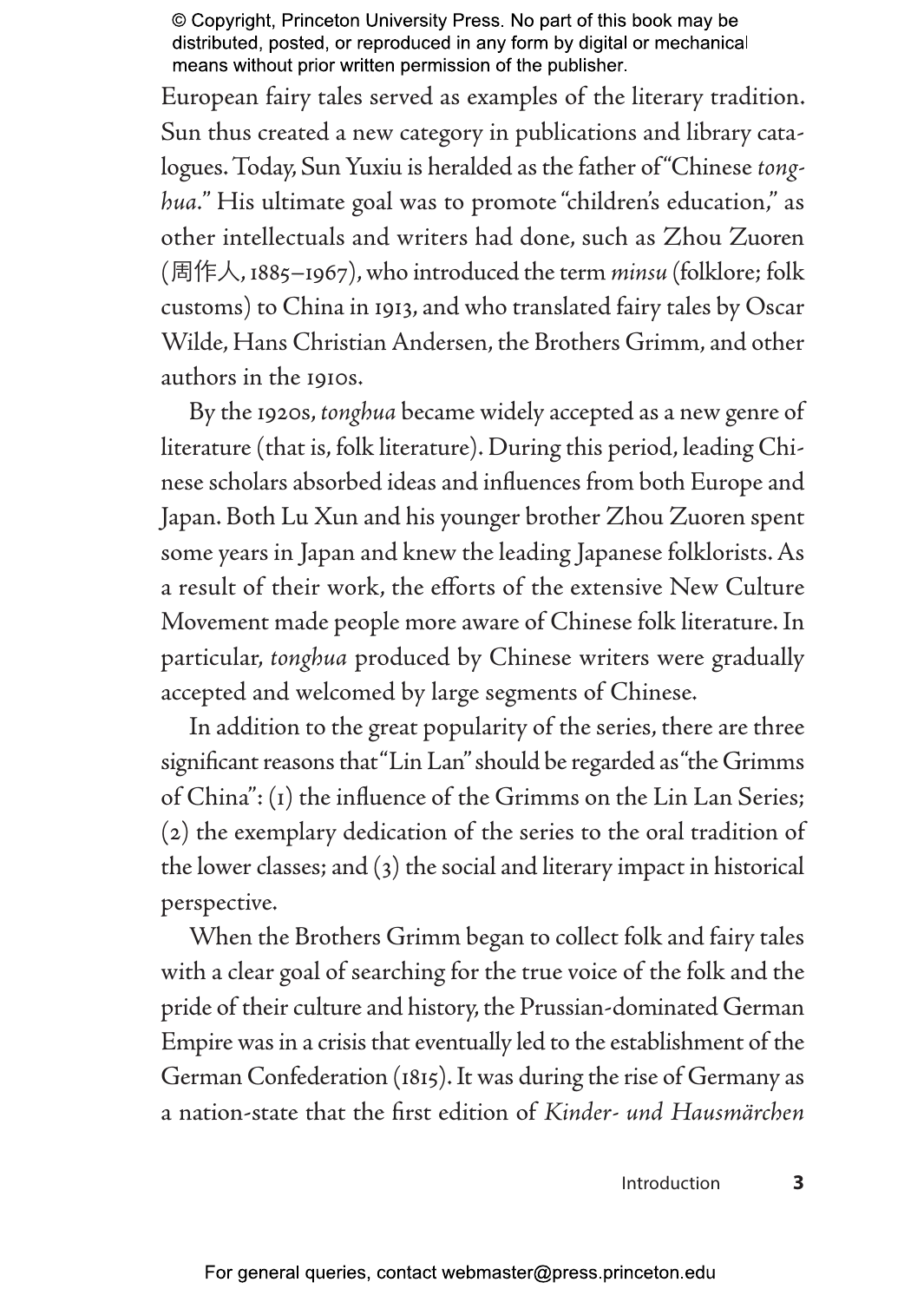European fairy tales served as examples of the literary tradition. Sun thus created a new category in publications and library catalogues. Today, Sun Yuxiu is heralded as the father of "Chinese *tonghua*." His ultimate goal was to promote "children's education," as other intellectuals and writers had done, such as Zhou Zuoren (周作人, 1885–1967), who introduced the term *minsu* (folklore; folk customs) to China in 1913, and who translated fairy tales by Oscar Wilde, Hans Christian Andersen, the Brothers Grimm, and other authors in the 1910s.

By the 1920s, *tonghua* became widely accepted as a new genre of literature (that is, folk literature). During this period, leading Chinese scholars absorbed ideas and influences from both Europe and Japan. Both Lu Xun and his younger brother Zhou Zuoren spent some years in Japan and knew the leading Japanese folklorists. As a result of their work, the efforts of the extensive New Culture Movement made people more aware of Chinese folk literature. In particular, *tonghua* produced by Chinese writers were gradually accepted and welcomed by large segments of Chinese.

In addition to the great popularity of the series, there are three significant reasons that "Lin Lan" should be regarded as "the Grimms of China": (1) the influence of the Grimms on the Lin Lan Series; (2) the exemplary dedication of the series to the oral tradition of the lower classes; and (3) the social and literary impact in historical perspective.

When the Brothers Grimm began to collect folk and fairy tales with a clear goal of searching for the true voice of the folk and the pride of their culture and history, the Prussian-dominated German Empire was in a crisis that eventually led to the establishment of the German Confederation (1815). It was during the rise of Germany as a nation-state that the first edition of *Kinder- und Hausmärchen*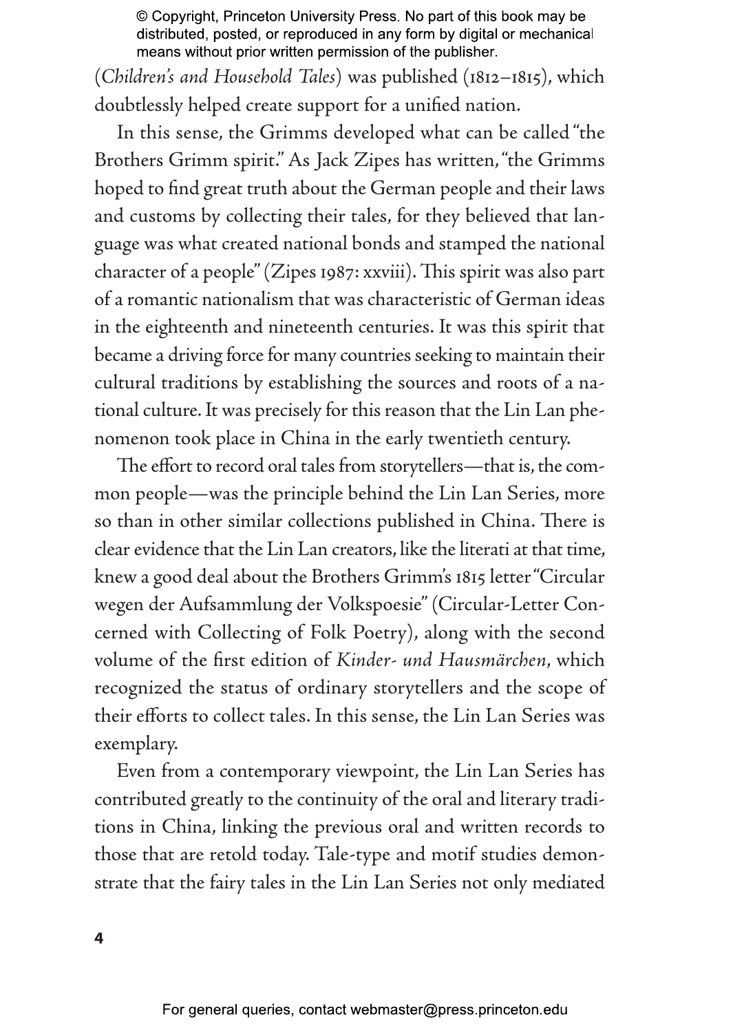(*Children's and Household Tales*) was published (1812–1815), which doubtlessly helped create support for a unified nation.

In this sense, the Grimms developed what can be called "the Brothers Grimm spirit." As Jack Zipes has written, "the Grimms hoped to find great truth about the German people and their laws and customs by collecting their tales, for they believed that language was what created national bonds and stamped the national character of a people" (Zipes 1987: xxviii). This spirit was also part of a romantic nationalism that was characteristic of German ideas in the eighteenth and nineteenth centuries. It was this spirit that became a driving force for many countries seeking to maintain their cultural traditions by establishing the sources and roots of a national culture. It was precisely for this reason that the Lin Lan phenomenon took place in China in the early twentieth century.

The effort to record oral tales from storytellers—that is, the common people—was the principle behind the Lin Lan Series, more so than in other similar collections published in China. There is clear evidence that the Lin Lan creators, like the literati at that time, knew a good deal about the Brothers Grimm's 1815 letter "Circular wegen der Aufsammlung der Volkspoesie" (Circular-Letter Concerned with Collecting of Folk Poetry), along with the second volume of the first edition of *Kinder- und Hausmärchen*, which recognized the status of ordinary storytellers and the scope of their efforts to collect tales. In this sense, the Lin Lan Series was exemplary.

Even from a contemporary viewpoint, the Lin Lan Series has contributed greatly to the continuity of the oral and literary traditions in China, linking the previous oral and written records to those that are retold today. Tale-type and motif studies demonstrate that the fairy tales in the Lin Lan Series not only mediated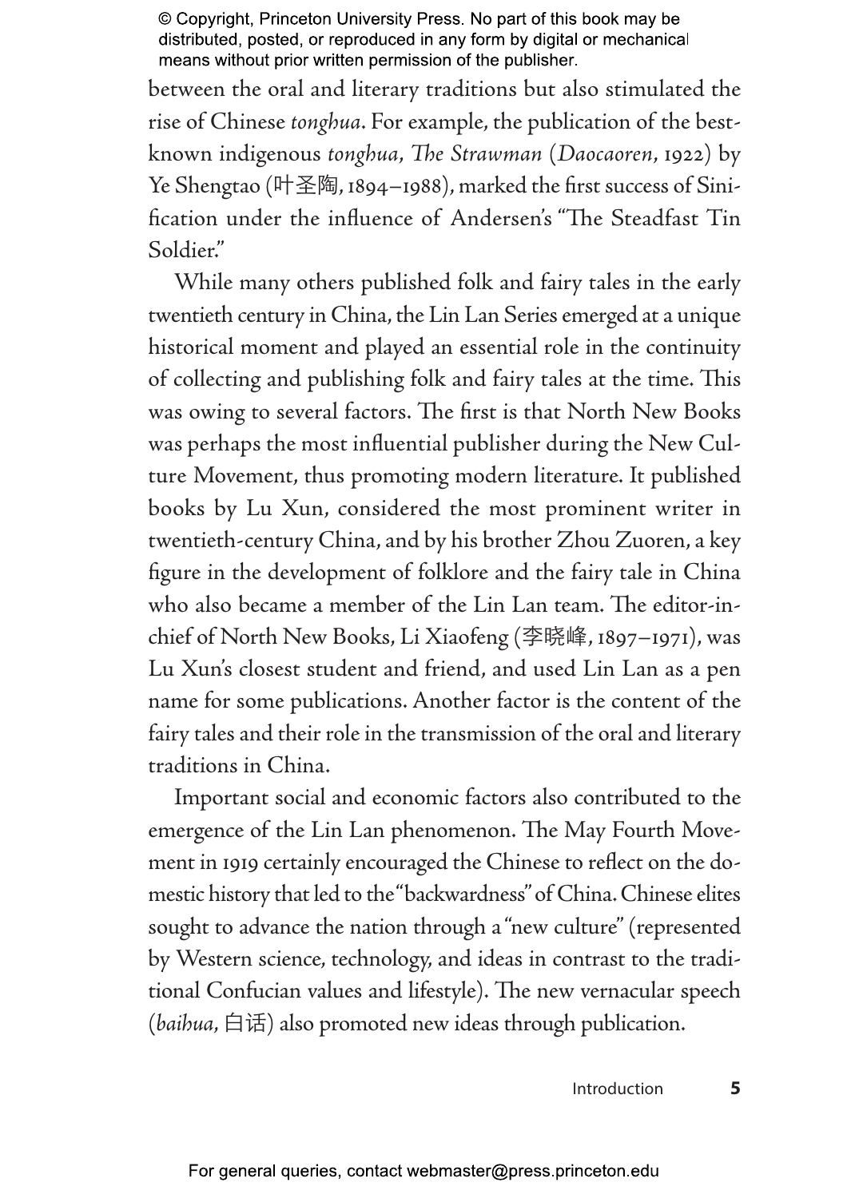between the oral and literary traditions but also stimulated the rise of Chinese *tonghua*. For example, the publication of the best-known indigenous *tonghua*, *The Strawman* (*Daocaoren*, 1922) by Ye Shengtao (叶圣陶, 1894–1988), marked the first success of Sinification under the influence of Andersen's "The Steadfast Tin Soldier."

While many others published folk and fairy tales in the early twentieth century in China, the Lin Lan Series emerged at a unique historical moment and played an essential role in the continuity of collecting and publishing folk and fairy tales at the time. This was owing to several factors. The first is that North New Books was perhaps the most influential publisher during the New Culture Movement, thus promoting modern literature. It published books by Lu Xun, considered the most prominent writer in twentieth-century China, and by his brother Zhou Zuoren, a key figure in the development of folklore and the fairy tale in China who also became a member of the Lin Lan team. The editor-in-chief of North New Books, Li Xiaofeng (李晓峰, 1897–1971), was Lu Xun's closest student and friend, and used Lin Lan as a pen name for some publications. Another factor is the content of the fairy tales and their role in the transmission of the oral and literary traditions in China.

Important social and economic factors also contributed to the emergence of the Lin Lan phenomenon. The May Fourth Movement in 1919 certainly encouraged the Chinese to reflect on the domestic history that led to the "backwardness" of China. Chinese elites sought to advance the nation through a "new culture" (represented by Western science, technology, and ideas in contrast to the traditional Confucian values and lifestyle). The new vernacular speech (*baihua*, 白话) also promoted new ideas through publication.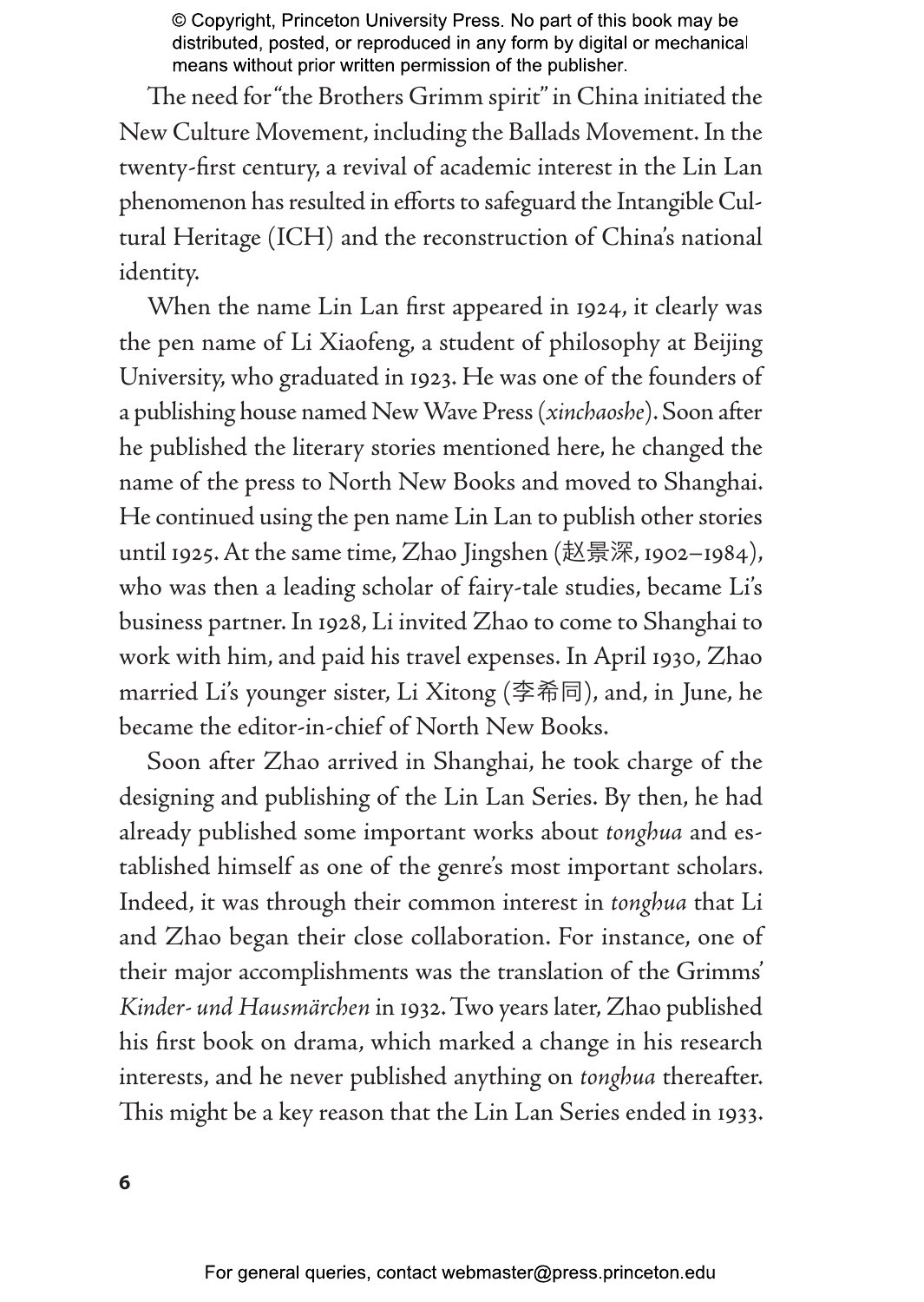The need for "the Brothers Grimm spirit" in China initiated the New Culture Movement, including the Ballads Movement. In the twenty-first century, a revival of academic interest in the Lin Lan phenomenon has resulted in efforts to safeguard the Intangible Cultural Heritage (ICH) and the reconstruction of China's national identity.

When the name Lin Lan first appeared in 1924, it clearly was the pen name of Li Xiaofeng, a student of philosophy at Beijing University, who graduated in 1923. He was one of the founders of a publishing house named New Wave Press (*xinchaoshe*). Soon after he published the literary stories mentioned here, he changed the name of the press to North New Books and moved to Shanghai. He continued using the pen name Lin Lan to publish other stories until 1925. At the same time, Zhao Jingshen (赵景深, 1902–1984), who was then a leading scholar of fairy-tale studies, became Li's business partner. In 1928, Li invited Zhao to come to Shanghai to work with him, and paid his travel expenses. In April 1930, Zhao married Li's younger sister, Li Xitong (李希同), and, in June, he became the editor-in-chief of North New Books.

Soon after Zhao arrived in Shanghai, he took charge of the designing and publishing of the Lin Lan Series. By then, he had already published some important works about *tonghua* and established himself as one of the genre's most important scholars. Indeed, it was through their common interest in *tonghua* that Li and Zhao began their close collaboration. For instance, one of their major accomplishments was the translation of the Grimms' *Kinder- und Hausmärchen* in 1932. Two years later, Zhao published his first book on drama, which marked a change in his research interests, and he never published anything on *tonghua* thereafter. This might be a key reason that the Lin Lan Series ended in 1933.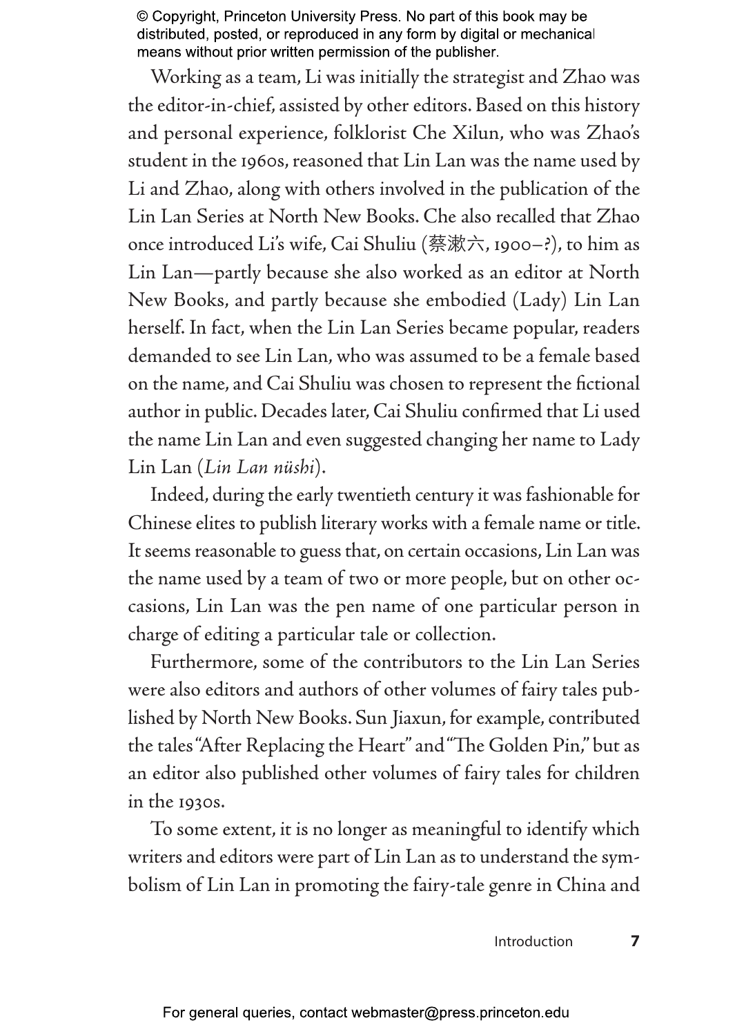Working as a team, Li was initially the strategist and Zhao was the editor-in-chief, assisted by other editors. Based on this history and personal experience, folklorist Che Xilun, who was Zhao's student in the 1960s, reasoned that Lin Lan was the name used by Li and Zhao, along with others involved in the publication of the Lin Lan Series at North New Books. Che also recalled that Zhao once introduced Li's wife, Cai Shuliu (蔡漱六, 1900–?), to him as Lin Lan—partly because she also worked as an editor at North New Books, and partly because she embodied (Lady) Lin Lan herself. In fact, when the Lin Lan Series became popular, readers demanded to see Lin Lan, who was assumed to be a female based on the name, and Cai Shuliu was chosen to represent the fictional author in public. Decades later, Cai Shuliu confirmed that Li used the name Lin Lan and even suggested changing her name to Lady Lin Lan (*Lin Lan nüshi*).

Indeed, during the early twentieth century it was fashionable for Chinese elites to publish literary works with a female name or title. It seems reasonable to guess that, on certain occasions, Lin Lan was the name used by a team of two or more people, but on other occasions, Lin Lan was the pen name of one particular person in charge of editing a particular tale or collection.

Furthermore, some of the contributors to the Lin Lan Series were also editors and authors of other volumes of fairy tales published by North New Books. Sun Jiaxun, for example, contributed the tales "After Replacing the Heart" and "The Golden Pin," but as an editor also published other volumes of fairy tales for children in the 1930s.

To some extent, it is no longer as meaningful to identify which writers and editors were part of Lin Lan as to understand the symbolism of Lin Lan in promoting the fairy-tale genre in China and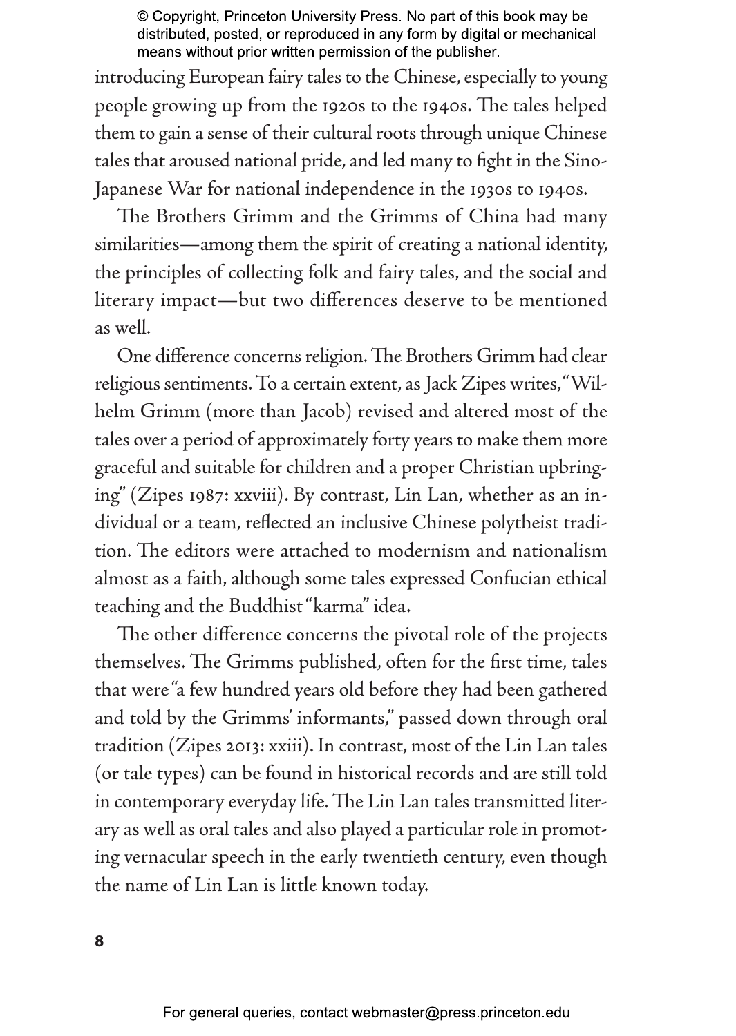introducing European fairy tales to the Chinese, especially to young people growing up from the 1920s to the 1940s. The tales helped them to gain a sense of their cultural roots through unique Chinese tales that aroused national pride, and led many to fight in the Sino-Japanese War for national independence in the 1930s to 1940s.

The Brothers Grimm and the Grimms of China had many similarities—among them the spirit of creating a national identity, the principles of collecting folk and fairy tales, and the social and literary impact—but two differences deserve to be mentioned as well.

One difference concerns religion. The Brothers Grimm had clear religious sentiments. To a certain extent, as Jack Zipes writes, "Wilhelm Grimm (more than Jacob) revised and altered most of the tales over a period of approximately forty years to make them more graceful and suitable for children and a proper Christian upbringing" (Zipes 1987: xxviii). By contrast, Lin Lan, whether as an individual or a team, reflected an inclusive Chinese polytheist tradition. The editors were attached to modernism and nationalism almost as a faith, although some tales expressed Confucian ethical teaching and the Buddhist "karma" idea.

The other difference concerns the pivotal role of the projects themselves. The Grimms published, often for the first time, tales that were "a few hundred years old before they had been gathered and told by the Grimms' informants," passed down through oral tradition (Zipes 2013: xxiii). In contrast, most of the Lin Lan tales (or tale types) can be found in historical records and are still told in contemporary everyday life. The Lin Lan tales transmitted literary as well as oral tales and also played a particular role in promoting vernacular speech in the early twentieth century, even though the name of Lin Lan is little known today.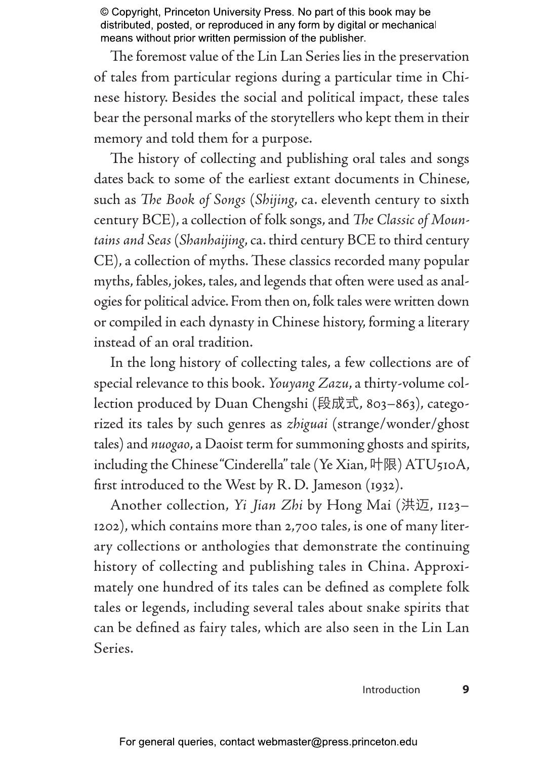The foremost value of the Lin Lan Series lies in the preservation of tales from particular regions during a particular time in Chinese history. Besides the social and political impact, these tales bear the personal marks of the storytellers who kept them in their memory and told them for a purpose.

The history of collecting and publishing oral tales and songs dates back to some of the earliest extant documents in Chinese, such as *The Book of Songs* (*Shijing*, ca. eleventh century to sixth century BCE), a collection of folk songs, and *The Classic of Mountains and Seas* (*Shanhaijing*, ca. third century BCE to third century CE), a collection of myths. These classics recorded many popular myths, fables, jokes, tales, and legends that often were used as analogies for political advice. From then on, folk tales were written down or compiled in each dynasty in Chinese history, forming a literary instead of an oral tradition.

In the long history of collecting tales, a few collections are of special relevance to this book. *Youyang Zazu*, a thirty-volume collection produced by Duan Chengshi (段成式, 803–863), categorized its tales by such genres as *zhiguai* (strange/wonder/ghost tales) and *nuogao*, a Daoist term for summoning ghosts and spirits, including the Chinese "Cinderella" tale (Ye Xian, 叶限) ATU510A, first introduced to the West by R. D. Jameson (1932).

Another collection, *Yi Jian Zhi* by Hong Mai (洪迈, 1123–1202), which contains more than 2,700 tales, is one of many literary collections or anthologies that demonstrate the continuing history of collecting and publishing tales in China. Approximately one hundred of its tales can be defined as complete folk tales or legends, including several tales about snake spirits that can be defined as fairy tales, which are also seen in the Lin Lan Series.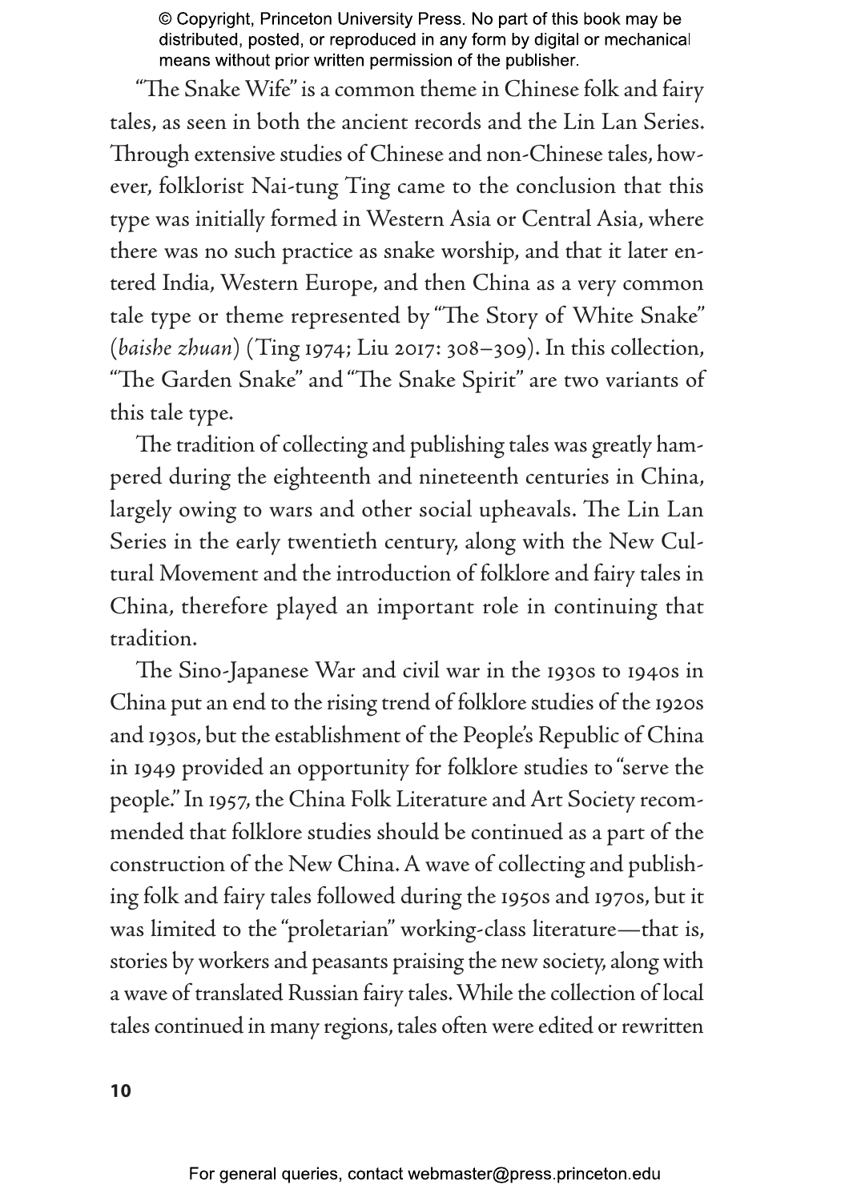"The Snake Wife" is a common theme in Chinese folk and fairy tales, as seen in both the ancient records and the Lin Lan Series. Through extensive studies of Chinese and non-Chinese tales, however, folklorist Nai-tung Ting came to the conclusion that this type was initially formed in Western Asia or Central Asia, where there was no such practice as snake worship, and that it later entered India, Western Europe, and then China as a very common tale type or theme represented by "The Story of White Snake" (*baishe zhuan*) (Ting 1974; Liu 2017: 308–309). In this collection, "The Garden Snake" and "The Snake Spirit" are two variants of this tale type.

The tradition of collecting and publishing tales was greatly hampered during the eighteenth and nineteenth centuries in China, largely owing to wars and other social upheavals. The Lin Lan Series in the early twentieth century, along with the New Cultural Movement and the introduction of folklore and fairy tales in China, therefore played an important role in continuing that tradition.

The Sino-Japanese War and civil war in the 1930s to 1940s in China put an end to the rising trend of folklore studies of the 1920s and 1930s, but the establishment of the People's Republic of China in 1949 provided an opportunity for folklore studies to "serve the people." In 1957, the China Folk Literature and Art Society recommended that folklore studies should be continued as a part of the construction of the New China. A wave of collecting and publishing folk and fairy tales followed during the 1950s and 1970s, but it was limited to the "proletarian" working-class literature—that is, stories by workers and peasants praising the new society, along with a wave of translated Russian fairy tales. While the collection of local tales continued in many regions, tales often were edited or rewritten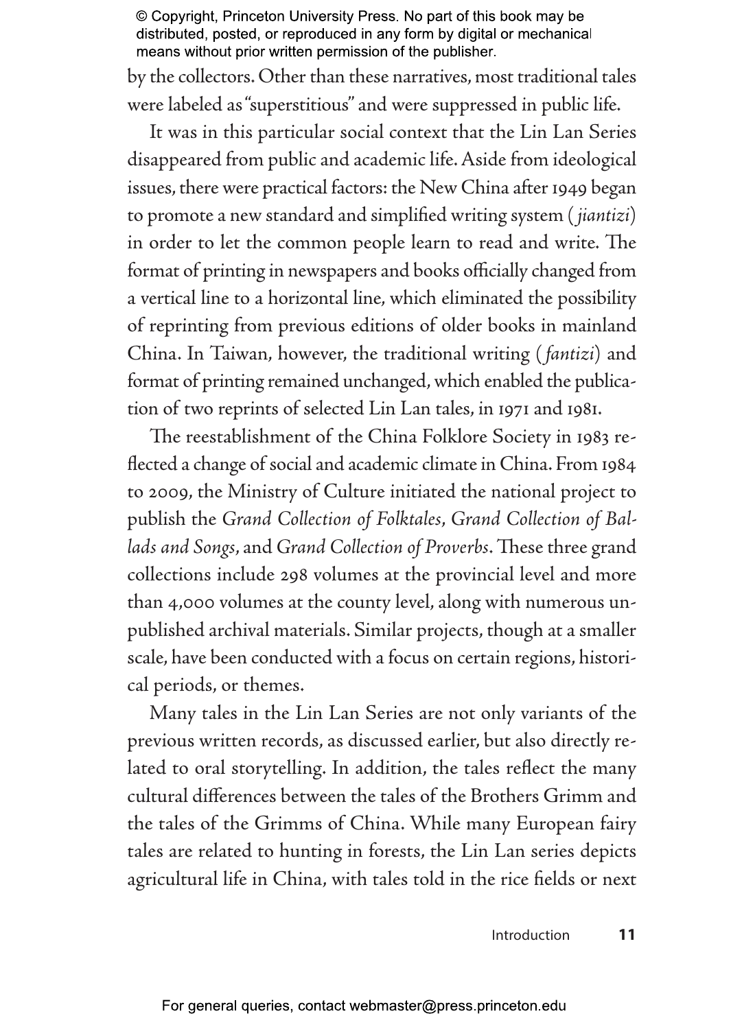by the collectors. Other than these narratives, most traditional tales were labeled as "superstitious" and were suppressed in public life.

It was in this particular social context that the Lin Lan Series disappeared from public and academic life. Aside from ideological issues, there were practical factors: the New China after 1949 began to promote a new standard and simplified writing system (*jiantizi*) in order to let the common people learn to read and write. The format of printing in newspapers and books officially changed from a vertical line to a horizontal line, which eliminated the possibility of reprinting from previous editions of older books in mainland China. In Taiwan, however, the traditional writing (*fantizi*) and format of printing remained unchanged, which enabled the publication of two reprints of selected Lin Lan tales, in 1971 and 1981.

The reestablishment of the China Folklore Society in 1983 reflected a change of social and academic climate in China. From 1984 to 2009, the Ministry of Culture initiated the national project to publish the *Grand Collection of Folktales*, *Grand Collection of Ballads and Songs*, and *Grand Collection of Proverbs*. These three grand collections include 298 volumes at the provincial level and more than 4,000 volumes at the county level, along with numerous unpublished archival materials. Similar projects, though at a smaller scale, have been conducted with a focus on certain regions, historical periods, or themes.

Many tales in the Lin Lan Series are not only variants of the previous written records, as discussed earlier, but also directly related to oral storytelling. In addition, the tales reflect the many cultural differences between the tales of the Brothers Grimm and the tales of the Grimms of China. While many European fairy tales are related to hunting in forests, the Lin Lan series depicts agricultural life in China, with tales told in the rice fields or next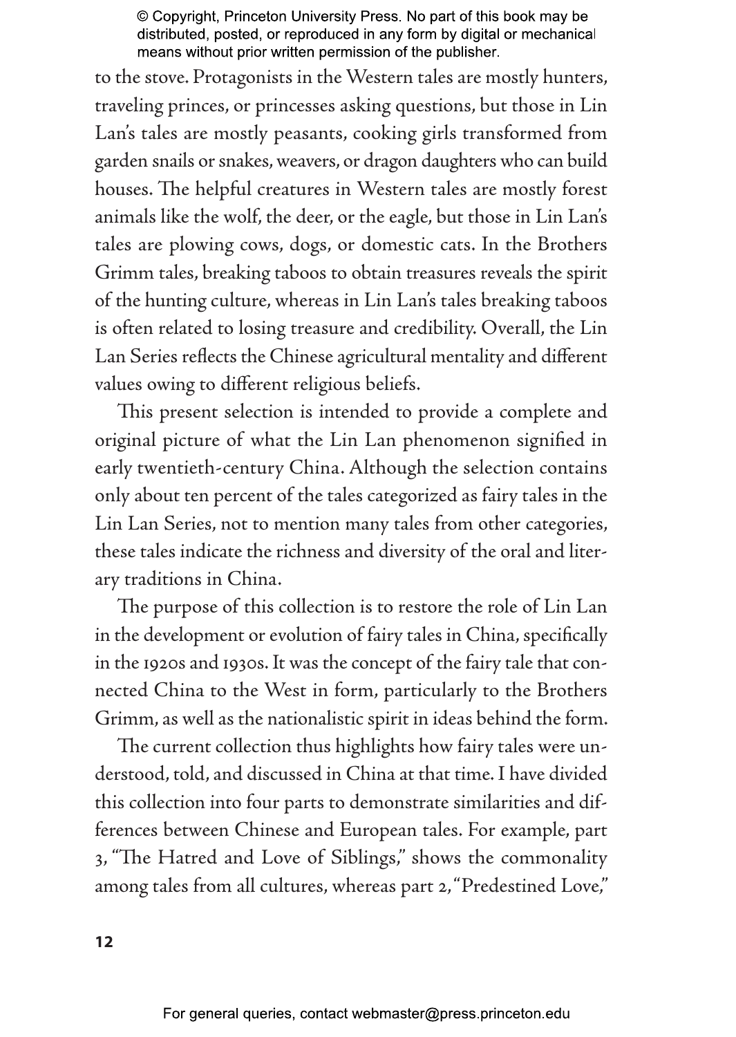to the stove. Protagonists in the Western tales are mostly hunters, traveling princes, or princesses asking questions, but those in Lin Lan's tales are mostly peasants, cooking girls transformed from garden snails or snakes, weavers, or dragon daughters who can build houses. The helpful creatures in Western tales are mostly forest animals like the wolf, the deer, or the eagle, but those in Lin Lan's tales are plowing cows, dogs, or domestic cats. In the Brothers Grimm tales, breaking taboos to obtain treasures reveals the spirit of the hunting culture, whereas in Lin Lan's tales breaking taboos is often related to losing treasure and credibility. Overall, the Lin Lan Series reflects the Chinese agricultural mentality and different values owing to different religious beliefs.

This present selection is intended to provide a complete and original picture of what the Lin Lan phenomenon signified in early twentieth-century China. Although the selection contains only about ten percent of the tales categorized as fairy tales in the Lin Lan Series, not to mention many tales from other categories, these tales indicate the richness and diversity of the oral and literary traditions in China.

The purpose of this collection is to restore the role of Lin Lan in the development or evolution of fairy tales in China, specifically in the 1920s and 1930s. It was the concept of the fairy tale that connected China to the West in form, particularly to the Brothers Grimm, as well as the nationalistic spirit in ideas behind the form.

The current collection thus highlights how fairy tales were understood, told, and discussed in China at that time. I have divided this collection into four parts to demonstrate similarities and differences between Chinese and European tales. For example, part 3, "The Hatred and Love of Siblings," shows the commonality among tales from all cultures, whereas part 2, "Predestined Love,"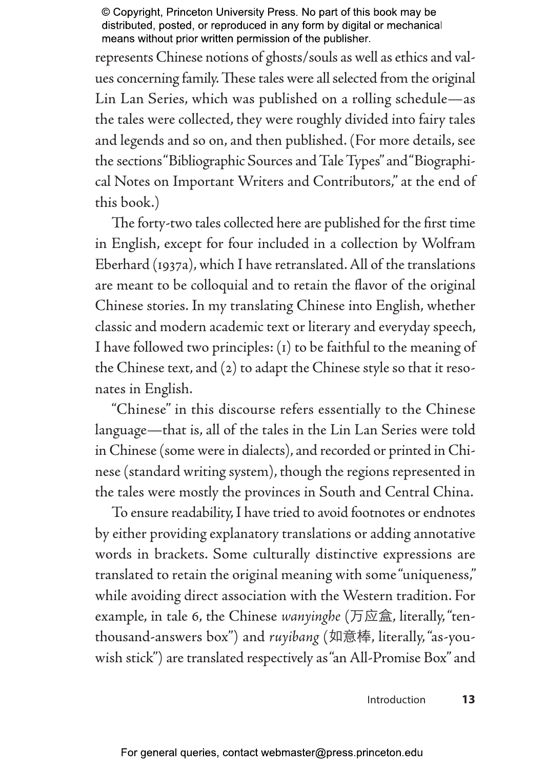represents Chinese notions of ghosts/souls as well as ethics and values concerning family. These tales were all selected from the original Lin Lan Series, which was published on a rolling schedule—as the tales were collected, they were roughly divided into fairy tales and legends and so on, and then published. (For more details, see the sections "Bibliographic Sources and Tale Types" and "Biographical Notes on Important Writers and Contributors," at the end of this book.)

The forty-two tales collected here are published for the first time in English, except for four included in a collection by Wolfram Eberhard (1937a), which I have retranslated. All of the translations are meant to be colloquial and to retain the flavor of the original Chinese stories. In my translating Chinese into English, whether classic and modern academic text or literary and everyday speech, I have followed two principles: (1) to be faithful to the meaning of the Chinese text, and (2) to adapt the Chinese style so that it resonates in English.

"Chinese" in this discourse refers essentially to the Chinese language—that is, all of the tales in the Lin Lan Series were told in Chinese (some were in dialects), and recorded or printed in Chinese (standard writing system), though the regions represented in the tales were mostly the provinces in South and Central China.

To ensure readability, I have tried to avoid footnotes or endnotes by either providing explanatory translations or adding annotative words in brackets. Some culturally distinctive expressions are translated to retain the original meaning with some "uniqueness," while avoiding direct association with the Western tradition. For example, in tale 6, the Chinese *wanyinghe* (万应盒, literally, "ten-thousand-answers box") and *ruyibang* (如意棒, literally, "as-you-wish stick") are translated respectively as "an All-Promise Box" and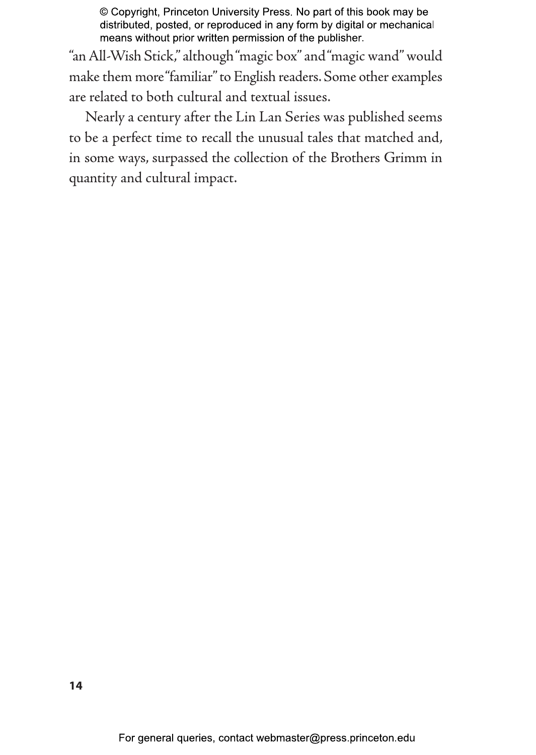"an All-Wish Stick," although "magic box" and "magic wand" would make them more "familiar" to English readers. Some other examples are related to both cultural and textual issues.

Nearly a century after the Lin Lan Series was published seems to be a perfect time to recall the unusual tales that matched and, in some ways, surpassed the collection of the Brothers Grimm in quantity and cultural impact.